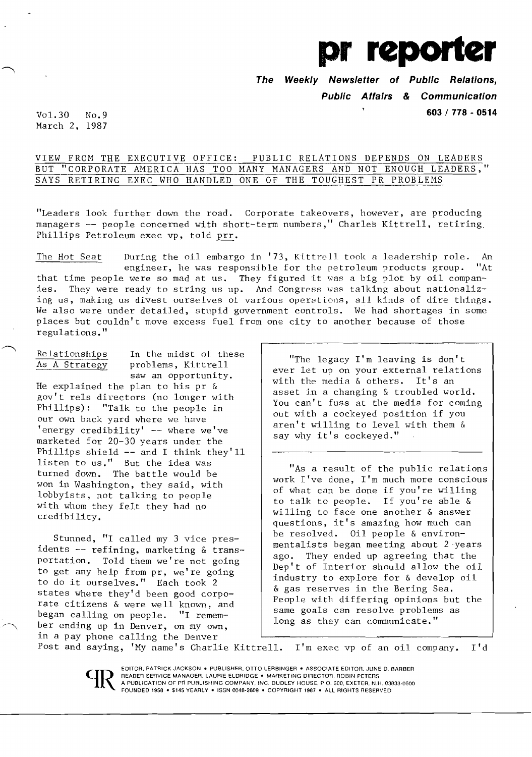# pr reporter

**The Weekly Newsletter of Public Relations, Public Affairs & Communication**

603 / 778 - 0514

Vol.30 No.9
March 2, 1987

## VIEW FROM THE EXECUTIVE OFFICE: PUBLIC RELATIONS DEPENDS ON LEADERS BUT "CORPORATE AMERICA HAS TOO MANY MANAGERS AND NOT ENOUGH LEADERS," SAYS RETIRING EXEC WHO HANDLED ONE OF THE TOUGHEST PR PROBLEMS

"Leaders look further down the road. Corporate takeovers, however, are producing managers -- people concerned with short-term numbers," Charles Kittrell, retiring Phillips Petroleum exec vp, told prr.

The Hot Seat During the oil embargo in '73, Kittrell took a leadership role. An engineer, he was responsible for the petroleum products group. "At that time people were so mad at us. They figured it was a big plot by oil companies. They were ready to string us up. And Congress was talking about nationalizing us, making us divest ourselves of various operations, all kinds of dire things. We also were under detailed, stupid government controls. We had shortages in some places but couldn't move excess fuel from one city to another because of those regulations."

Relationships As A Strategy In the midst of these problems, Kittrell saw an opportunity. He explained the plan to his pr & gov't rels directors (no longer with Phillips): "Talk to the people in our own back yard where we have 'energy credibility' -- where we've marketed for 20-30 years under the Phillips shield -- and I think they'll listen to us." But the idea was turned down. The battle would be won in Washington, they said, with lobbyists, not talking to people with whom they felt they had no credibility.

Stunned, "I called my 3 vice presidents -- refining, marketing & transportation. Told them we're not going to get any help from pr, we're going to do it ourselves." Each took 2 states where they'd been good corporate citizens & were well known, and began calling on people. "I remember ending up in Denver, on my own, in a pay phone calling the Denver Post and saying, 'My name's Charlie Kittrell. I'm exec vp of an oil company. I'd

> "The legacy I'm leaving is don't ever let up on your external relations with the media & others. It's an asset in a changing & troubled world. You can't fuss at the media for coming out with a cockeyed position if you aren't willing to level with them & say why it's cockeyed."

> "As a result of the public relations work I've done, I'm much more conscious of what can be done if you're willing to talk to people. If you're able & willing to face one another & answer questions, it's amazing how much can be resolved. Oil people & environmentalists began meeting about 2 years ago. They ended up agreeing that the Dep't of Interior should allow the oil industry to explore for & develop oil & gas reserves in the Bering Sea. People with differing opinions but the same goals can resolve problems as long as they can communicate."

EDITOR, PATRICK JACKSON • PUBLISHER, OTTO LERBINGER • ASSOCIATE EDITOR, JUNE D. BARBER
READER SERVICE MANAGER, LAURIE ELDRIDGE • MARKETING DIRECTOR, ROBIN PETERS
A PUBLICATION OF PR PUBLISHING COMPANY, INC. DUDLEY HOUSE, P.O. 600, EXETER, N.H. 03833-0600
FOUNDED 1958 • $145 YEARLY • ISSN 0048-2609 • COPYRIGHT 1987 • ALL RIGHTS RESERVED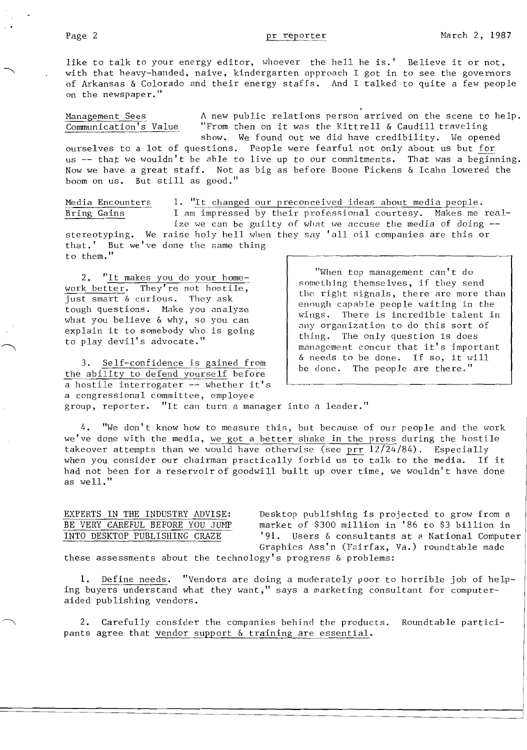like to talk to your energy editor, whoever the hell he is.' Believe it or not, with that heavy-handed, naive, kindergarten approach I got in to see the governors of Arkansas & Colorado and their energy staffs. And I talked to quite a few people on the newspaper."

**Management Sees Communication's Value**

A new public relations person arrived on the scene to help. "From then on it was the Kittrell & Caudill traveling show. We found out we did have credibility. We opened ourselves to a lot of questions. People were fearful not only about us but for us -- that we wouldn't be able to live up to our commitments. That was a beginning. Now we have a great staff. Not as big as before Boone Pickens & Icahn lowered the boom on us. But still as good."

**Media Encounters Bring Gains**

1. "It changed our preconceived ideas about media people. I am impressed by their professional courtesy. Makes me realize we can be guilty of what we accuse the media of doing -- stereotyping. We raise holy hell when they say 'all oil companies are this or that.' But we've done the same thing to them."

2. "It makes you do your homework better. They're not hostile, just smart & curious. They ask tough questions. Make you analyze what you believe & why, so you can explain it to somebody who is going to play devil's advocate."

3. Self-confidence is gained from the ability to defend yourself before a hostile interrogater -- whether it's a congressional committee, employee group, reporter. "It can turn a manager into a leader."

> "When top management can't do something themselves, if they send the right signals, there are more than enough capable people waiting in the wings. There is incredible talent in any organization to do this sort of thing. The only question is does management concur that it's important & needs to be done. If so, it will be done. The people are there."

4. "We don't know how to measure this, but because of our people and the work we've done with the media, we got a better shake in the press during the hostile takeover attempts than we would have otherwise (see prr 12/24/84). Especially when you consider our chairman practically forbid us to talk to the media. If it had not been for a reservoir of goodwill built up over time, we wouldn't have done as well."

**EXPERTS IN THE INDUSTRY ADVISE: BE VERY CAREFUL BEFORE YOU JUMP INTO DESKTOP PUBLISHING CRAZE**

Desktop publishing is projected to grow from a market of $300 million in '86 to $3 billion in '91. Users & consultants at a National Computer Graphics Ass'n (Fairfax, Va.) roundtable made these assessments about the technology's progress & problems:

1. Define needs. "Vendors are doing a moderately poor to horrible job of helping buyers understand what they want," says a marketing consultant for computer-aided publishing vendors.

2. Carefully consider the companies behind the products. Roundtable participants agree that vendor support & training are essential.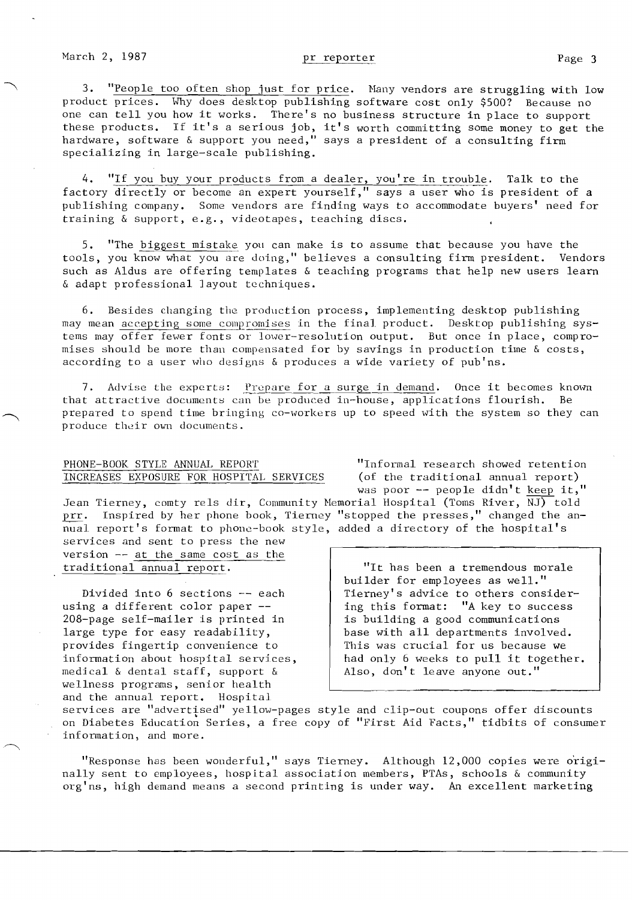3. "People too often shop just for price. Many vendors are struggling with low product prices. Why does desktop publishing software cost only $500? Because no one can tell you how it works. There's no business structure in place to support these products. If it's a serious job, it's worth committing some money to get the hardware, software & support you need," says a president of a consulting firm specializing in large-scale publishing.

4. "If you buy your products from a dealer, you're in trouble. Talk to the factory directly or become an expert yourself," says a user who is president of a publishing company. Some vendors are finding ways to accommodate buyers' need for training & support, e.g., videotapes, teaching discs.

5. "The biggest mistake you can make is to assume that because you have the tools, you know what you are doing," believes a consulting firm president. Vendors such as Aldus are offering templates & teaching programs that help new users learn & adapt professional layout techniques.

6. Besides changing the production process, implementing desktop publishing may mean accepting some compromises in the final product. Desktop publishing systems may offer fewer fonts or lower-resolution output. But once in place, compromises should be more than compensated for by savings in production time & costs, according to a user who designs & produces a wide variety of pub'ns.

7. Advise the experts: Prepare for a surge in demand. Once it becomes known that attractive documents can be produced in-house, applications flourish. Be prepared to spend time bringing co-workers up to speed with the system so they can produce their own documents.

## PHONE-BOOK STYLE ANNUAL REPORT INCREASES EXPOSURE FOR HOSPITAL SERVICES

"Informal research showed retention (of the traditional annual report) was poor -- people didn't keep it," Jean Tierney, comty rels dir, Community Memorial Hospital (Toms River, NJ) told prr. Inspired by her phone book, Tierney "stopped the presses," changed the annual report's format to phone-book style, added a directory of the hospital's services and sent to press the new version -- at the same cost as the traditional annual report.

Divided into 6 sections -- each using a different color paper -- 208-page self-mailer is printed in large type for easy readability, provides fingertip convenience to information about hospital services, medical & dental staff, support & wellness programs, senior health and the annual report. Hospital services are "advertised" yellow-pages style and clip-out coupons offer discounts on Diabetes Education Series, a free copy of "First Aid Facts," tidbits of consumer information, and more.

> "It has been a tremendous morale builder for employees as well." Tierney's advice to others considering this format: "A key to success is building a good communications base with all departments involved. This was crucial for us because we had only 6 weeks to pull it together. Also, don't leave anyone out."

"Response has been wonderful," says Tierney. Although 12,000 copies were originally sent to employees, hospital association members, PTAs, schools & community org'ns, high demand means a second printing is under way. An excellent marketing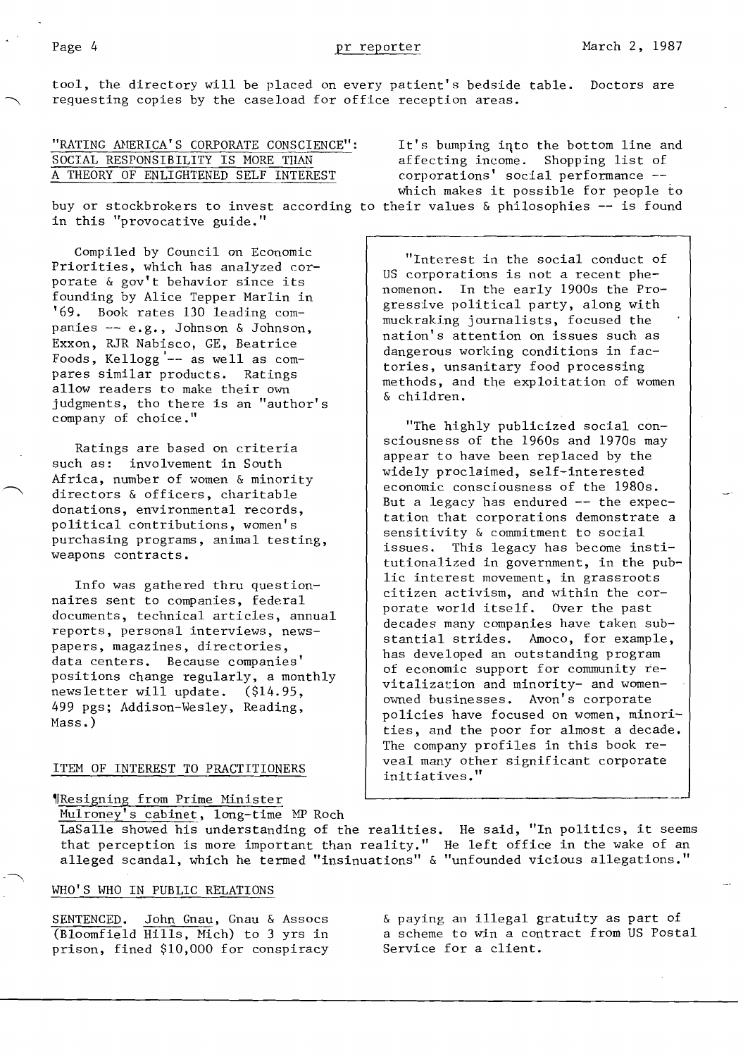tool, the directory will be placed on every patient's bedside table. Doctors are requesting copies by the caseload for office reception areas.

## "RATING AMERICA'S CORPORATE CONSCIENCE": SOCIAL RESPONSIBILITY IS MORE THAN A THEORY OF ENLIGHTENED SELF INTEREST

It's bumping into the bottom line and affecting income. Shopping list of corporations' social performance -- which makes it possible for people to buy or stockbrokers to invest according to their values & philosophies -- is found in this "provocative guide."

Compiled by Council on Economic Priorities, which has analyzed corporate & gov't behavior since its founding by Alice Tepper Marlin in '69. Book rates 130 leading companies -- e.g., Johnson & Johnson, Exxon, RJR Nabisco, GE, Beatrice Foods, Kellogg -- as well as compares similar products. Ratings allow readers to make their own judgments, tho there is an "author's company of choice."

Ratings are based on criteria such as: involvement in South Africa, number of women & minority directors & officers, charitable donations, environmental records, political contributions, women's purchasing programs, animal testing, weapons contracts.

Info was gathered thru questionnaires sent to companies, federal documents, technical articles, annual reports, personal interviews, newspapers, magazines, directories, data centers. Because companies' positions change regularly, a monthly newsletter will update. ($14.95, 499 pgs; Addison-Wesley, Reading, Mass.)

> "Interest in the social conduct of US corporations is not a recent phenomenon. In the early 1900s the Progressive political party, along with muckraking journalists, focused the nation's attention on issues such as dangerous working conditions in factories, unsanitary food processing methods, and the exploitation of women & children.
>
> "The highly publicized social consciousness of the 1960s and 1970s may appear to have been replaced by the widely proclaimed, self-interested economic consciousness of the 1980s. But a legacy has endured -- the expectation that corporations demonstrate a sensitivity & commitment to social issues. This legacy has become institutionalized in government, in the public interest movement, in grassroots citizen activism, and within the corporate world itself. Over the past decades many companies have taken substantial strides. Amoco, for example, has developed an outstanding program of economic support for community revitalization and minority- and women-owned businesses. Avon's corporate policies have focused on women, minorities, and the poor for almost a decade. The company profiles in this book reveal many other significant corporate initiatives."

## ITEM OF INTEREST TO PRACTITIONERS

¶Resigning from Prime Minister Mulroney's cabinet, long-time MP Roch LaSalle showed his understanding of the realities. He said, "In politics, it seems that perception is more important than reality." He left office in the wake of an alleged scandal, which he termed "insinuations" & "unfounded vicious allegations."

## WHO'S WHO IN PUBLIC RELATIONS

SENTENCED. John Gnau, Gnau & Assocs (Bloomfield Hills, Mich) to 3 yrs in prison, fined $10,000 for conspiracy & paying an illegal gratuity as part of a scheme to win a contract from US Postal Service for a client.